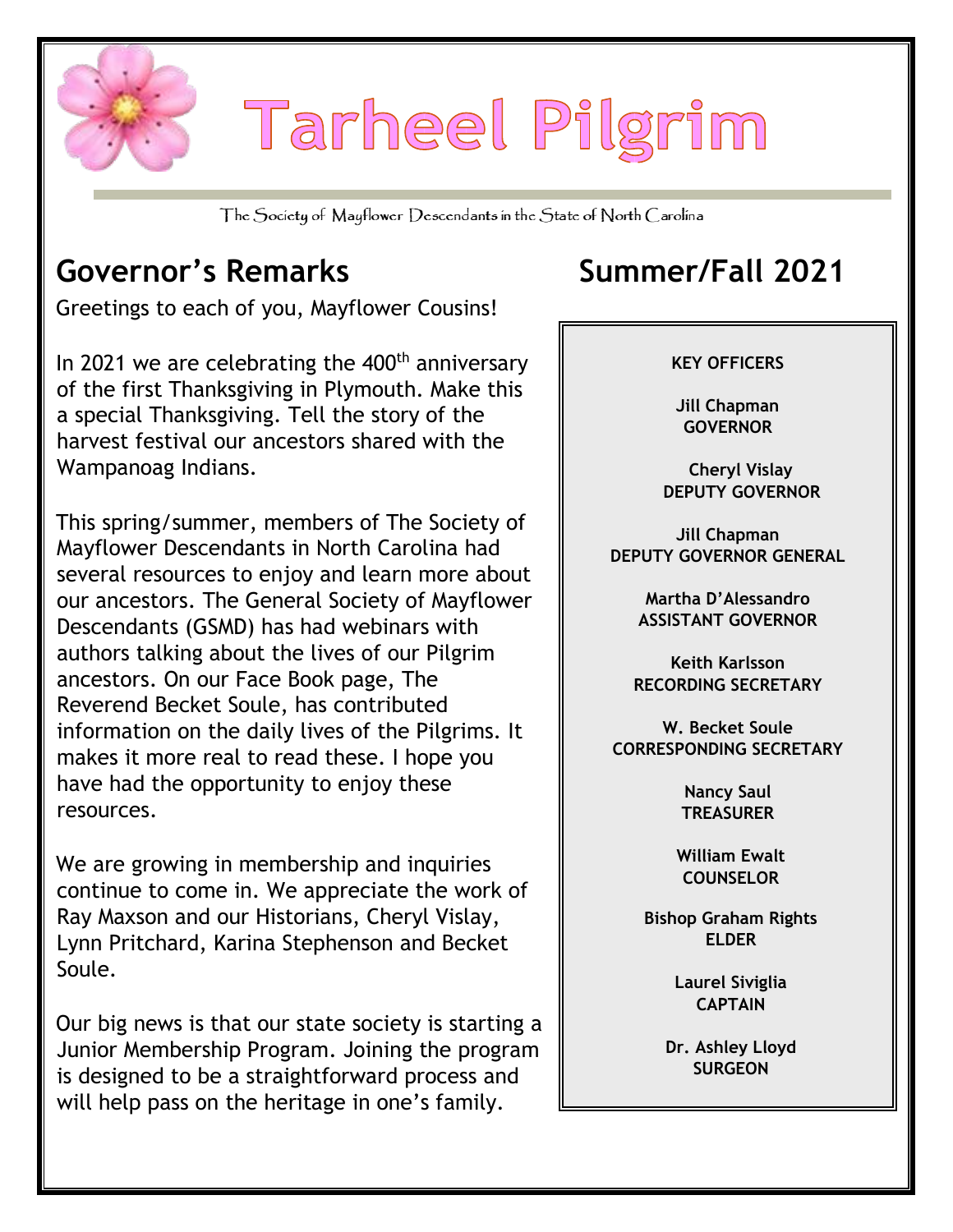# Tarheel Pilgrim

The Society of Mayflower Descendants in the State of North Carolina

## Summer/Fall 2021

## Governor's Remarks

Greetings to each of you, Mayflower Cousins!

In 2021 we are celebrating the 400th anniversary of the first Thanksgiving in Plymouth. Make this a special Thanksgiving. Tell the story of the harvest festival our ancestors shared with the Wampanoag Indians.

This spring/summer, members of The Society of Mayflower Descendants in North Carolina had several resources to enjoy and learn more about our ancestors. The General Society of Mayflower Descendants (GSMD) has had webinars with authors talking about the lives of our Pilgrim ancestors. On our Face Book page, The Reverend Becket Soule, has contributed information on the daily lives of the Pilgrims. It makes it more real to read these. I hope you have had the opportunity to enjoy these resources.

We are growing in membership and inquiries continue to come in. We appreciate the work of Ray Maxson and our Historians, Cheryl Vislay, Lynn Pritchard, Karina Stephenson and Becket Soule.

Our big news is that our state society is starting a Junior Membership Program. Joining the program is designed to be a straightforward process and will help pass on the heritage in one's family.

**KEY OFFICERS**

**Jill Chapman**
**GOVERNOR**

**Cheryl Vislay**
**DEPUTY GOVERNOR**

**Jill Chapman**
**DEPUTY GOVERNOR GENERAL**

**Martha D'Alessandro**
**ASSISTANT GOVERNOR**

**Keith Karlsson**
**RECORDING SECRETARY**

**W. Becket Soule**
**CORRESPONDING SECRETARY**

**Nancy Saul**
**TREASURER**

**William Ewalt**
**COUNSELOR**

**Bishop Graham Rights**
**ELDER**

**Laurel Siviglia**
**CAPTAIN**

**Dr. Ashley Lloyd**
**SURGEON**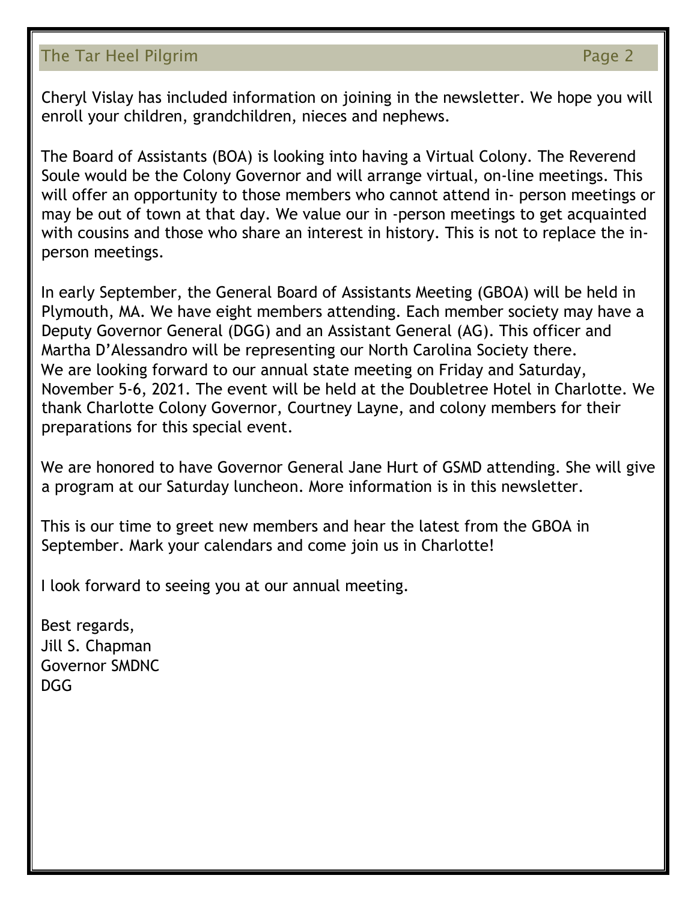Cheryl Vislay has included information on joining in the newsletter. We hope you will enroll your children, grandchildren, nieces and nephews.

The Board of Assistants (BOA) is looking into having a Virtual Colony. The Reverend Soule would be the Colony Governor and will arrange virtual, on-line meetings. This will offer an opportunity to those members who cannot attend in- person meetings or may be out of town at that day. We value our in -person meetings to get acquainted with cousins and those who share an interest in history. This is not to replace the in-person meetings.

In early September, the General Board of Assistants Meeting (GBOA) will be held in Plymouth, MA. We have eight members attending. Each member society may have a Deputy Governor General (DGG) and an Assistant General (AG). This officer and Martha D'Alessandro will be representing our North Carolina Society there.
We are looking forward to our annual state meeting on Friday and Saturday, November 5-6, 2021. The event will be held at the Doubletree Hotel in Charlotte. We thank Charlotte Colony Governor, Courtney Layne, and colony members for their preparations for this special event.

We are honored to have Governor General Jane Hurt of GSMD attending. She will give a program at our Saturday luncheon. More information is in this newsletter.

This is our time to greet new members and hear the latest from the GBOA in September. Mark your calendars and come join us in Charlotte!

I look forward to seeing you at our annual meeting.

Best regards,
Jill S. Chapman
Governor SMDNC
DGG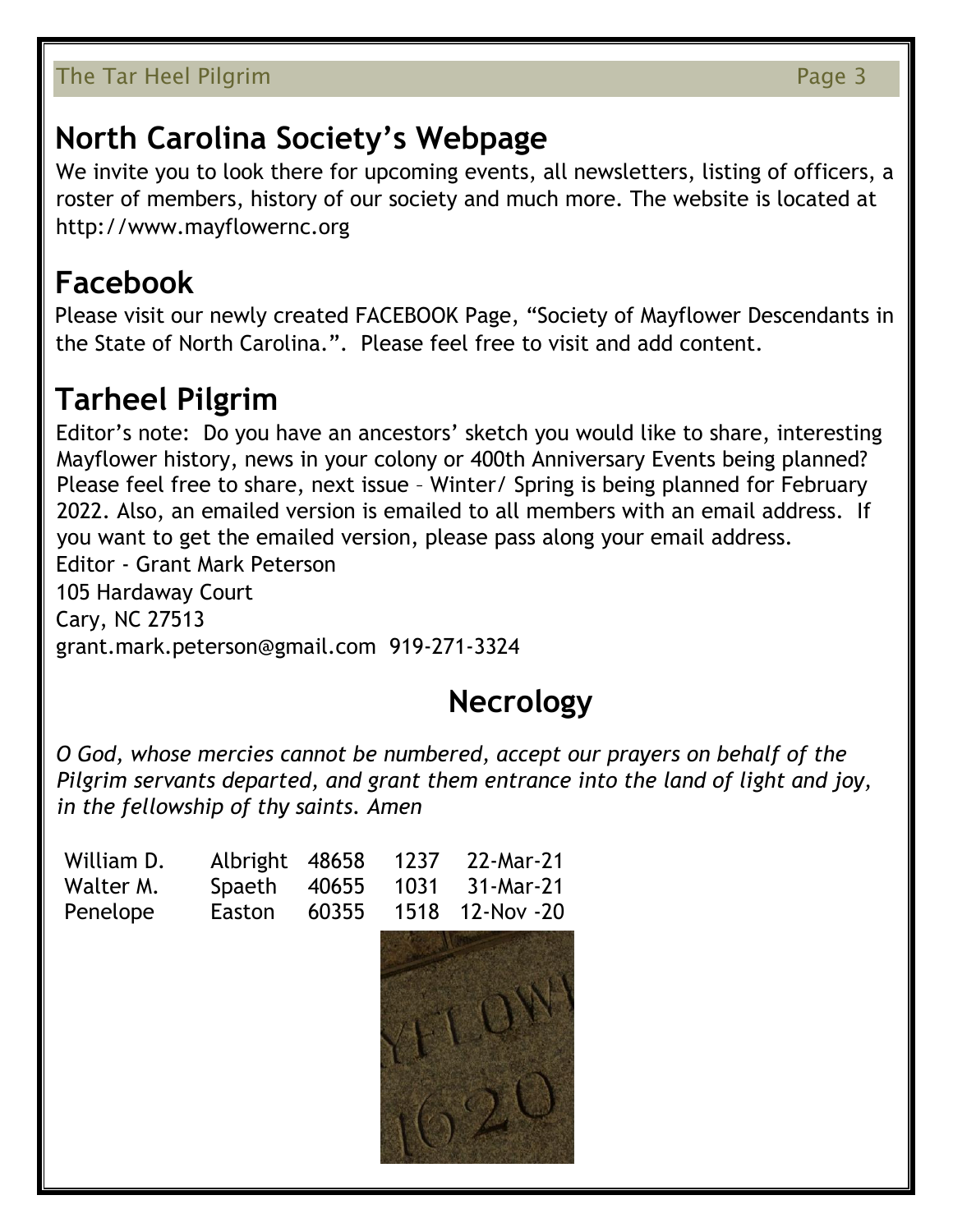## North Carolina Society's Webpage

We invite you to look there for upcoming events, all newsletters, listing of officers, a roster of members, history of our society and much more. The website is located at http://www.mayflowernc.org

## Facebook

Please visit our newly created FACEBOOK Page, "Society of Mayflower Descendants in the State of North Carolina.". Please feel free to visit and add content.

## Tarheel Pilgrim

Editor's note: Do you have an ancestors' sketch you would like to share, interesting Mayflower history, news in your colony or 400th Anniversary Events being planned? Please feel free to share, next issue – Winter/ Spring is being planned for February 2022. Also, an emailed version is emailed to all members with an email address. If you want to get the emailed version, please pass along your email address.

Editor - Grant Mark Peterson
105 Hardaway Court
Cary, NC 27513
grant.mark.peterson@gmail.com 919-271-3324

## Necrology

*O God, whose mercies cannot be numbered, accept our prayers on behalf of the Pilgrim servants departed, and grant them entrance into the land of light and joy, in the fellowship of thy saints. Amen*

| | | | | |
|---|---|---|---|---|
| William D. | Albright | 48658 | 1237 | 22-Mar-21 |
| Walter M. | Spaeth | 40655 | 1031 | 31-Mar-21 |
| Penelope | Easton | 60355 | 1518 | 12-Nov -20 |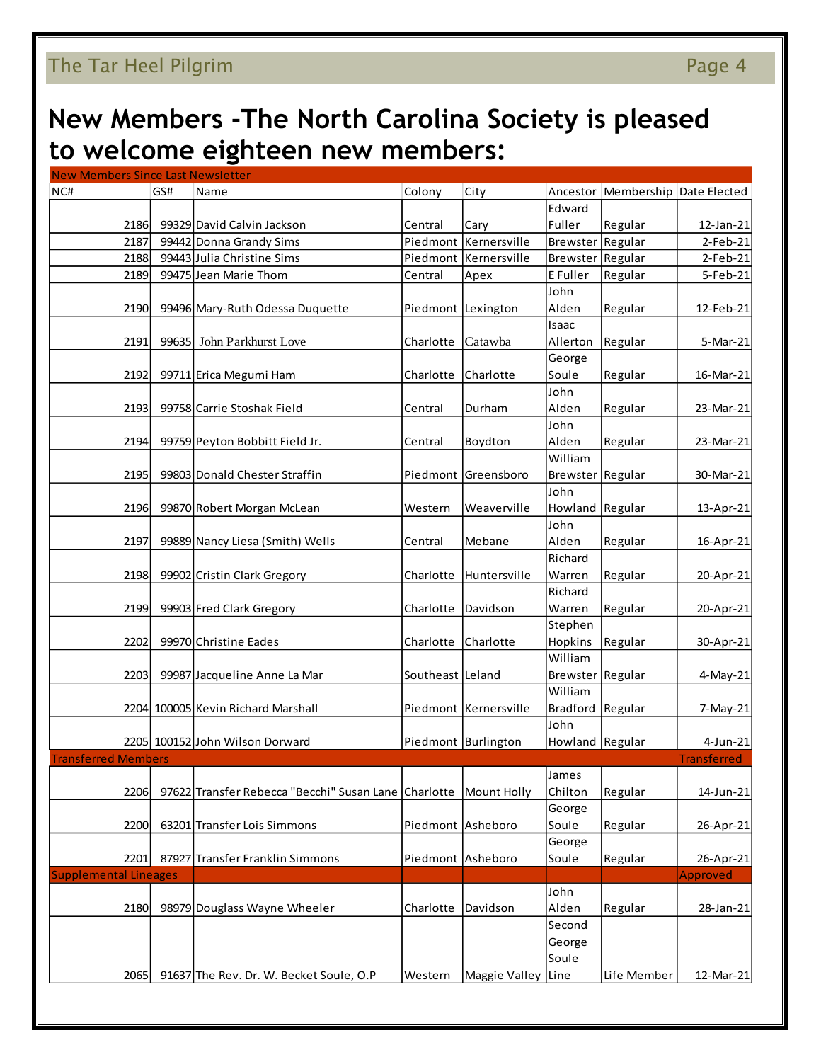# New Members -The North Carolina Society is pleased to welcome eighteen new members:

| NC# | GS# | Name | Colony | City | Ancestor | Membership | Date Elected |
|---|---|---|---|---|---|---|---|
| **New Members Since Last Newsletter** | | | | | | | |
| 2186 | 99329 | David Calvin Jackson | Central | Cary | Edward Fuller | Regular | 12-Jan-21 |
| 2187 | 99442 | Donna Grandy Sims | Piedmont | Kernersville | Brewster | Regular | 2-Feb-21 |
| 2188 | 99443 | Julia Christine Sims | Piedmont | Kernersville | Brewster | Regular | 2-Feb-21 |
| 2189 | 99475 | Jean Marie Thom | Central | Apex | E Fuller | Regular | 5-Feb-21 |
| 2190 | 99496 | Mary-Ruth Odessa Duquette | Piedmont | Lexington | John Alden | Regular | 12-Feb-21 |
| 2191 | 99635 | John Parkhurst Love | Charlotte | Catawba | Isaac Allerton | Regular | 5-Mar-21 |
| 2192 | 99711 | Erica Megumi Ham | Charlotte | Charlotte | George Soule | Regular | 16-Mar-21 |
| 2193 | 99758 | Carrie Stoshak Field | Central | Durham | John Alden | Regular | 23-Mar-21 |
| 2194 | 99759 | Peyton Bobbitt Field Jr. | Central | Boydton | John Alden | Regular | 23-Mar-21 |
| 2195 | 99803 | Donald Chester Straffin | Piedmont | Greensboro | William Brewster | Regular | 30-Mar-21 |
| 2196 | 99870 | Robert Morgan McLean | Western | Weaverville | John Howland | Regular | 13-Apr-21 |
| 2197 | 99889 | Nancy Liesa (Smith) Wells | Central | Mebane | John Alden | Regular | 16-Apr-21 |
| 2198 | 99902 | Cristin Clark Gregory | Charlotte | Huntersville | Richard Warren | Regular | 20-Apr-21 |
| 2199 | 99903 | Fred Clark Gregory | Charlotte | Davidson | Richard Warren | Regular | 20-Apr-21 |
| 2202 | 99970 | Christine Eades | Charlotte | Charlotte | Stephen Hopkins | Regular | 30-Apr-21 |
| 2203 | 99987 | Jacqueline Anne La Mar | Southeast | Leland | William Brewster | Regular | 4-May-21 |
| 2204 | 100005 | Kevin Richard Marshall | Piedmont | Kernersville | William Bradford | Regular | 7-May-21 |
| 2205 | 100152 | John Wilson Dorward | Piedmont | Burlington | John Howland | Regular | 4-Jun-21 |
| **Transferred Members** | | | | | | | **Transferred** |
| 2206 | 97622 | Transfer Rebecca "Becchi" Susan Lane | Charlotte | Mount Holly | James Chilton | Regular | 14-Jun-21 |
| 2200 | 63201 | Transfer Lois Simmons | Piedmont | Asheboro | George Soule | Regular | 26-Apr-21 |
| 2201 | 87927 | Transfer Franklin Simmons | Piedmont | Asheboro | George Soule | Regular | 26-Apr-21 |
| **Supplemental Lineages** | | | | | | | **Approved** |
| 2180 | 98979 | Douglass Wayne Wheeler | Charlotte | Davidson | John Alden | Regular | 28-Jan-21 |
| 2065 | 91637 | The Rev. Dr. W. Becket Soule, O.P | Western | Maggie Valley | Second George Soule Line | Life Member | 12-Mar-21 |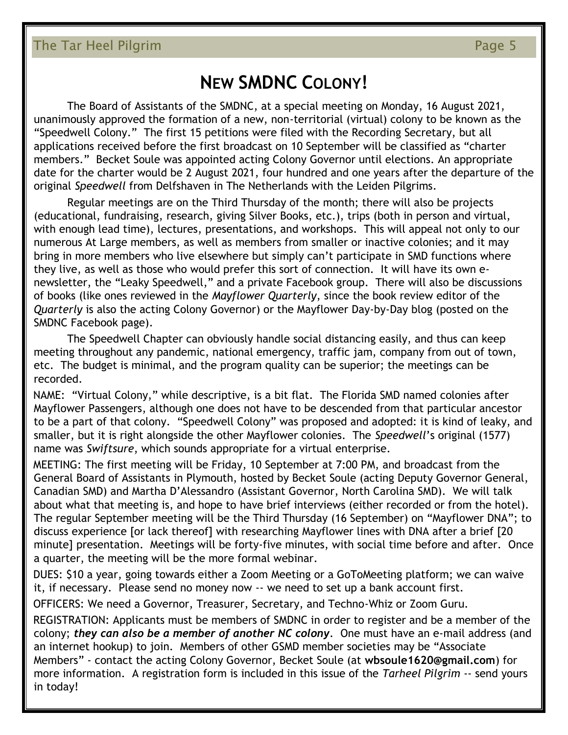# New SMDNC Colony!

The Board of Assistants of the SMDNC, at a special meeting on Monday, 16 August 2021, unanimously approved the formation of a new, non-territorial (virtual) colony to be known as the "Speedwell Colony." The first 15 petitions were filed with the Recording Secretary, but all applications received before the first broadcast on 10 September will be classified as "charter members." Becket Soule was appointed acting Colony Governor until elections. An appropriate date for the charter would be 2 August 2021, four hundred and one years after the departure of the original *Speedwell* from Delfshaven in The Netherlands with the Leiden Pilgrims.

Regular meetings are on the Third Thursday of the month; there will also be projects (educational, fundraising, research, giving Silver Books, etc.), trips (both in person and virtual, with enough lead time), lectures, presentations, and workshops. This will appeal not only to our numerous At Large members, as well as members from smaller or inactive colonies; and it may bring in more members who live elsewhere but simply can't participate in SMD functions where they live, as well as those who would prefer this sort of connection. It will have its own e-newsletter, the "Leaky Speedwell," and a private Facebook group. There will also be discussions of books (like ones reviewed in the *Mayflower Quarterly*, since the book review editor of the *Quarterly* is also the acting Colony Governor) or the Mayflower Day-by-Day blog (posted on the SMDNC Facebook page).

The Speedwell Chapter can obviously handle social distancing easily, and thus can keep meeting throughout any pandemic, national emergency, traffic jam, company from out of town, etc. The budget is minimal, and the program quality can be superior; the meetings can be recorded.

NAME: "Virtual Colony," while descriptive, is a bit flat. The Florida SMD named colonies after Mayflower Passengers, although one does not have to be descended from that particular ancestor to be a part of that colony. "Speedwell Colony" was proposed and adopted: it is kind of leaky, and smaller, but it is right alongside the other Mayflower colonies. The *Speedwell*'s original (1577) name was *Swiftsure*, which sounds appropriate for a virtual enterprise.

MEETING: The first meeting will be Friday, 10 September at 7:00 PM, and broadcast from the General Board of Assistants in Plymouth, hosted by Becket Soule (acting Deputy Governor General, Canadian SMD) and Martha D'Alessandro (Assistant Governor, North Carolina SMD). We will talk about what that meeting is, and hope to have brief interviews (either recorded or from the hotel). The regular September meeting will be the Third Thursday (16 September) on "Mayflower DNA"; to discuss experience [or lack thereof] with researching Mayflower lines with DNA after a brief [20 minute] presentation. Meetings will be forty-five minutes, with social time before and after. Once a quarter, the meeting will be the more formal webinar.

DUES: $10 a year, going towards either a Zoom Meeting or a GoToMeeting platform; we can waive it, if necessary. Please send no money now -- we need to set up a bank account first.

OFFICERS: We need a Governor, Treasurer, Secretary, and Techno-Whiz or Zoom Guru.

REGISTRATION: Applicants must be members of SMDNC in order to register and be a member of the colony; ***they can also be a member of another NC colony***. One must have an e-mail address (and an internet hookup) to join. Members of other GSMD member societies may be "Associate Members" - contact the acting Colony Governor, Becket Soule (at **wbsoule1620@gmail.com**) for more information. A registration form is included in this issue of the *Tarheel Pilgrim* -- send yours in today!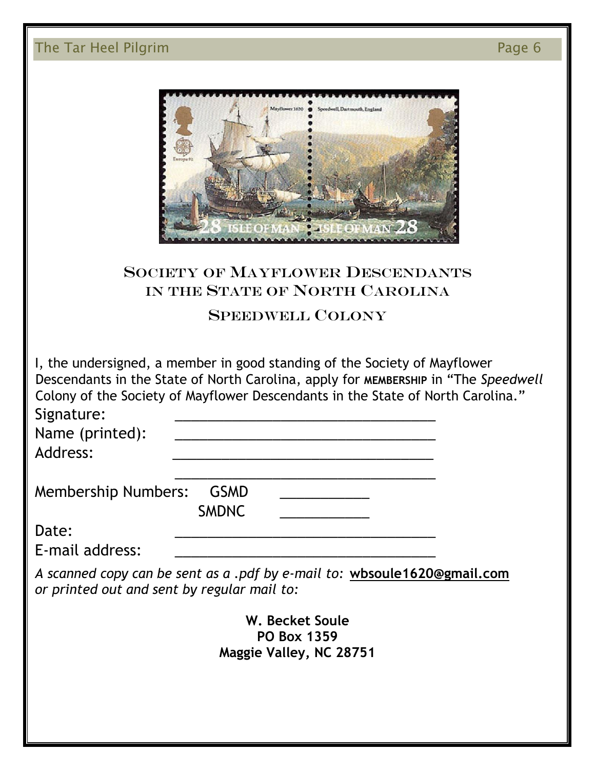## Society of Mayflower Descendants in the State of North Carolina

## Speedwell Colony

I, the undersigned, a member in good standing of the Society of Mayflower Descendants in the State of North Carolina, apply for **MEMBERSHIP** in "The *Speedwell* Colony of the Society of Mayflower Descendants in the State of North Carolina."

Signature: ________________________________

Name (printed): ________________________________

Address: ________________________________

________________________________

Membership Numbers: GSMD ___________

SMDNC ___________

Date: ________________________________

E-mail address: ________________________________

*A scanned copy can be sent as a .pdf by e-mail to:* **wbsoule1620@gmail.com** *or printed out and sent by regular mail to:*

**W. Becket Soule**
**PO Box 1359**
**Maggie Valley, NC 28751**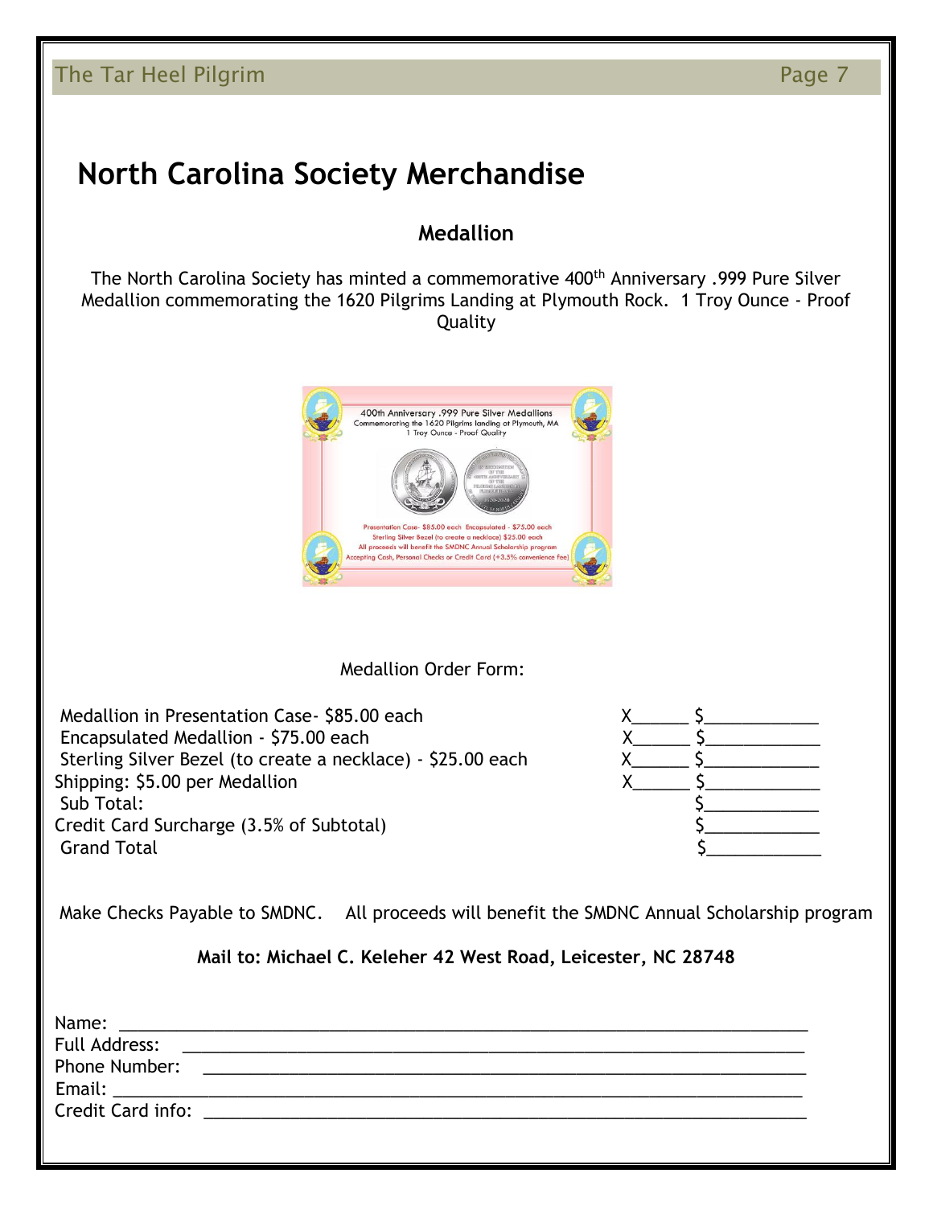# North Carolina Society Merchandise

## Medallion

The North Carolina Society has minted a commemorative 400th Anniversary .999 Pure Silver Medallion commemorating the 1620 Pilgrims Landing at Plymouth Rock. 1 Troy Ounce - Proof Quality

Medallion Order Form:

| Item | Quantity | Amount |
|---|---|---|
| Medallion in Presentation Case- $85.00 each | X______ | $____________ |
| Encapsulated Medallion - $75.00 each | X______ | $____________ |
| Sterling Silver Bezel (to create a necklace) - $25.00 each | X______ | $____________ |
| Shipping: $5.00 per Medallion | X______ | $____________ |
| Sub Total: | | $____________ |
| Credit Card Surcharge (3.5% of Subtotal) | | $____________ |
| Grand Total | | $____________ |

Make Checks Payable to SMDNC. All proceeds will benefit the SMDNC Annual Scholarship program

**Mail to: Michael C. Keleher 42 West Road, Leicester, NC 28748**

Name: ______________________________________________

Full Address: ______________________________________________

Phone Number: ______________________________________________

Email: ______________________________________________

Credit Card info: ______________________________________________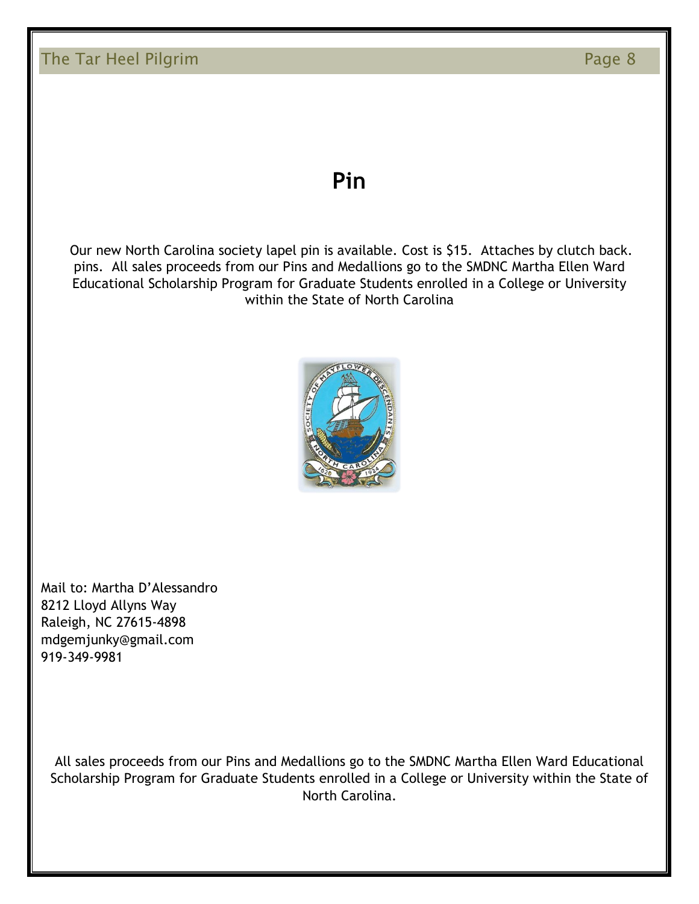# Pin

Our new North Carolina society lapel pin is available. Cost is $15. Attaches by clutch back. pins. All sales proceeds from our Pins and Medallions go to the SMDNC Martha Ellen Ward Educational Scholarship Program for Graduate Students enrolled in a College or University within the State of North Carolina

Mail to: Martha D'Alessandro
8212 Lloyd Allyns Way
Raleigh, NC 27615-4898
mdgemjunky@gmail.com
919-349-9981

All sales proceeds from our Pins and Medallions go to the SMDNC Martha Ellen Ward Educational Scholarship Program for Graduate Students enrolled in a College or University within the State of North Carolina.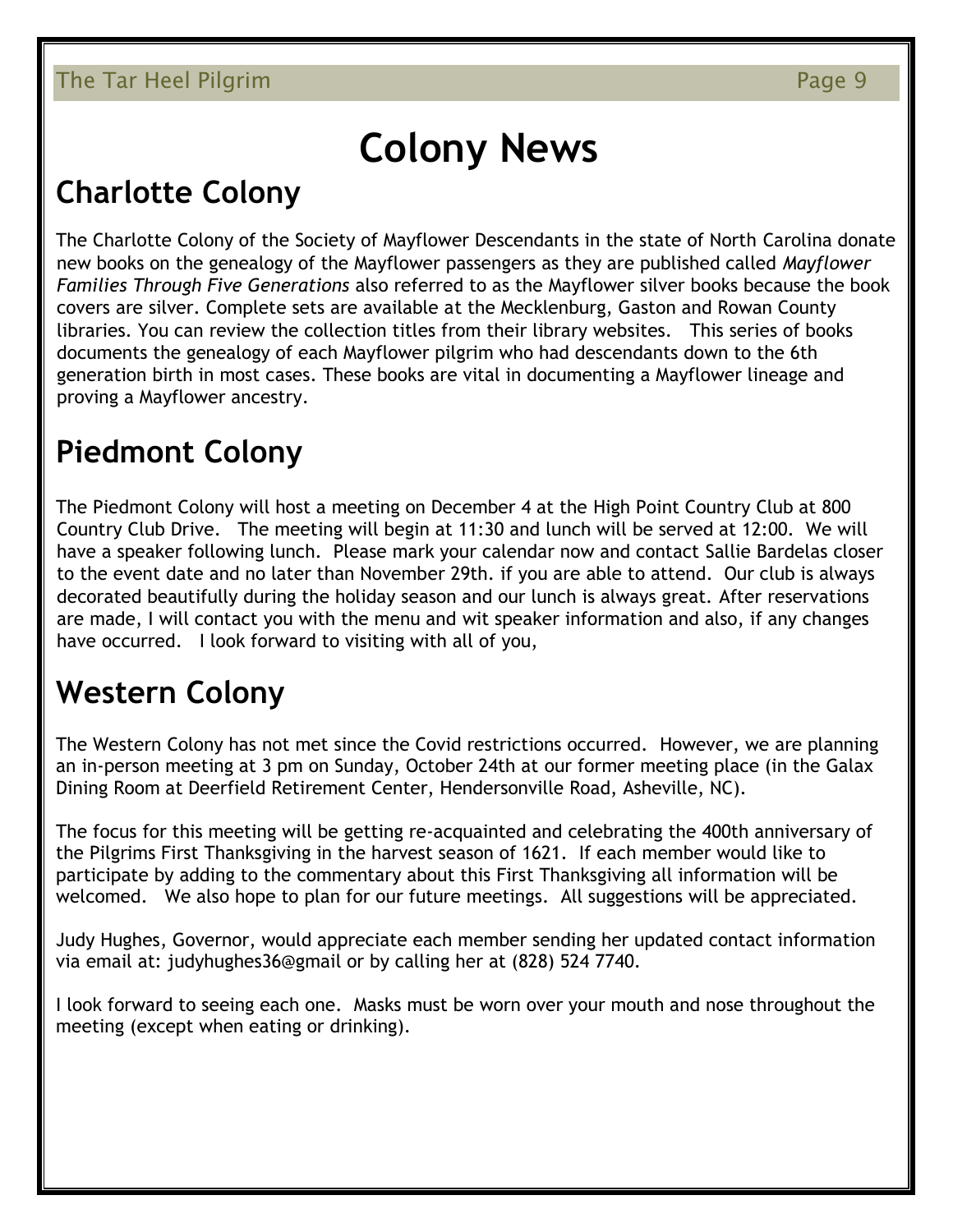# Colony News

## Charlotte Colony

The Charlotte Colony of the Society of Mayflower Descendants in the state of North Carolina donate new books on the genealogy of the Mayflower passengers as they are published called *Mayflower Families Through Five Generations* also referred to as the Mayflower silver books because the book covers are silver. Complete sets are available at the Mecklenburg, Gaston and Rowan County libraries. You can review the collection titles from their library websites. This series of books documents the genealogy of each Mayflower pilgrim who had descendants down to the 6th generation birth in most cases. These books are vital in documenting a Mayflower lineage and proving a Mayflower ancestry.

## Piedmont Colony

The Piedmont Colony will host a meeting on December 4 at the High Point Country Club at 800 Country Club Drive. The meeting will begin at 11:30 and lunch will be served at 12:00. We will have a speaker following lunch. Please mark your calendar now and contact Sallie Bardelas closer to the event date and no later than November 29th. if you are able to attend. Our club is always decorated beautifully during the holiday season and our lunch is always great. After reservations are made, I will contact you with the menu and wit speaker information and also, if any changes have occurred. I look forward to visiting with all of you,

## Western Colony

The Western Colony has not met since the Covid restrictions occurred. However, we are planning an in-person meeting at 3 pm on Sunday, October 24th at our former meeting place (in the Galax Dining Room at Deerfield Retirement Center, Hendersonville Road, Asheville, NC).

The focus for this meeting will be getting re-acquainted and celebrating the 400th anniversary of the Pilgrims First Thanksgiving in the harvest season of 1621. If each member would like to participate by adding to the commentary about this First Thanksgiving all information will be welcomed. We also hope to plan for our future meetings. All suggestions will be appreciated.

Judy Hughes, Governor, would appreciate each member sending her updated contact information via email at: judyhughes36@gmail or by calling her at (828) 524 7740.

I look forward to seeing each one. Masks must be worn over your mouth and nose throughout the meeting (except when eating or drinking).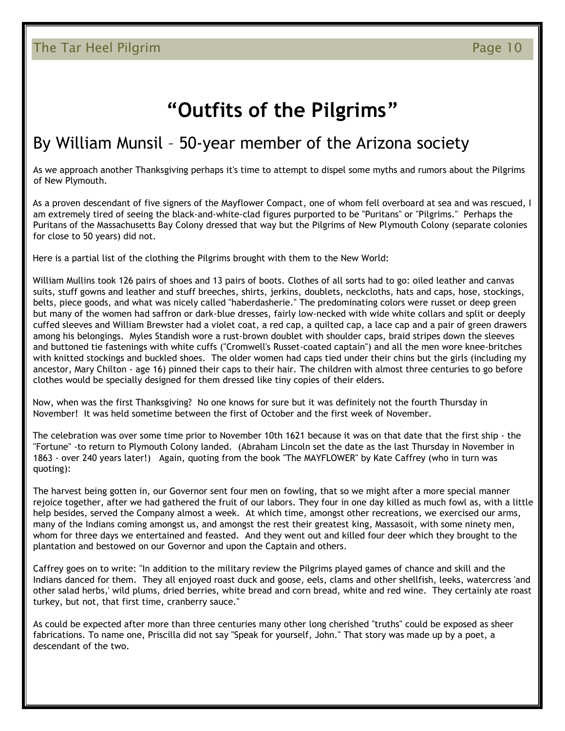# “Outfits of the Pilgrims”

## By William Munsil – 50-year member of the Arizona society

As we approach another Thanksgiving perhaps it's time to attempt to dispel some myths and rumors about the Pilgrims of New Plymouth.

As a proven descendant of five signers of the Mayflower Compact, one of whom fell overboard at sea and was rescued, I am extremely tired of seeing the black-and-white-clad figures purported to be "Puritans" or "Pilgrims." Perhaps the Puritans of the Massachusetts Bay Colony dressed that way but the Pilgrims of New Plymouth Colony (separate colonies for close to 50 years) did not.

Here is a partial list of the clothing the Pilgrims brought with them to the New World:

William Mullins took 126 pairs of shoes and 13 pairs of boots. Clothes of all sorts had to go: oiled leather and canvas suits, stuff gowns and leather and stuff breeches, shirts, jerkins, doublets, neckcloths, hats and caps, hose, stockings, belts, piece goods, and what was nicely called "haberdasherie." The predominating colors were russet or deep green but many of the women had saffron or dark-blue dresses, fairly low-necked with wide white collars and split or deeply cuffed sleeves and William Brewster had a violet coat, a red cap, a quilted cap, a lace cap and a pair of green drawers among his belongings. Myles Standish wore a rust-brown doublet with shoulder caps, braid stripes down the sleeves and buttoned tie fastenings with white cuffs ("Cromwell's Russet-coated captain") and all the men wore knee-britches with knitted stockings and buckled shoes. The older women had caps tied under their chins but the girls (including my ancestor, Mary Chilton - age 16) pinned their caps to their hair. The children with almost three centuries to go before clothes would be specially designed for them dressed like tiny copies of their elders.

Now, when was the first Thanksgiving? No one knows for sure but it was definitely not the fourth Thursday in November! It was held sometime between the first of October and the first week of November.

The celebration was over some time prior to November 10th 1621 because it was on that date that the first ship - the "Fortune" -to return to Plymouth Colony landed. (Abraham Lincoln set the date as the last Thursday in November in 1863 - over 240 years later!) Again, quoting from the book "The MAYFLOWER" by Kate Caffrey (who in turn was quoting):

The harvest being gotten in, our Governor sent four men on fowling, that so we might after a more special manner rejoice together, after we had gathered the fruit of our labors. They four in one day killed as much fowl as, with a little help besides, served the Company almost a week. At which time, amongst other recreations, we exercised our arms, many of the Indians coming amongst us, and amongst the rest their greatest king, Massasoit, with some ninety men, whom for three days we entertained and feasted. And they went out and killed four deer which they brought to the plantation and bestowed on our Governor and upon the Captain and others.

Caffrey goes on to write: "In addition to the military review the Pilgrims played games of chance and skill and the Indians danced for them. They all enjoyed roast duck and goose, eels, clams and other shellfish, leeks, watercress 'and other salad herbs,' wild plums, dried berries, white bread and corn bread, white and red wine. They certainly ate roast turkey, but not, that first time, cranberry sauce."

As could be expected after more than three centuries many other long cherished "truths" could be exposed as sheer fabrications. To name one, Priscilla did not say "Speak for yourself, John." That story was made up by a poet, a descendant of the two.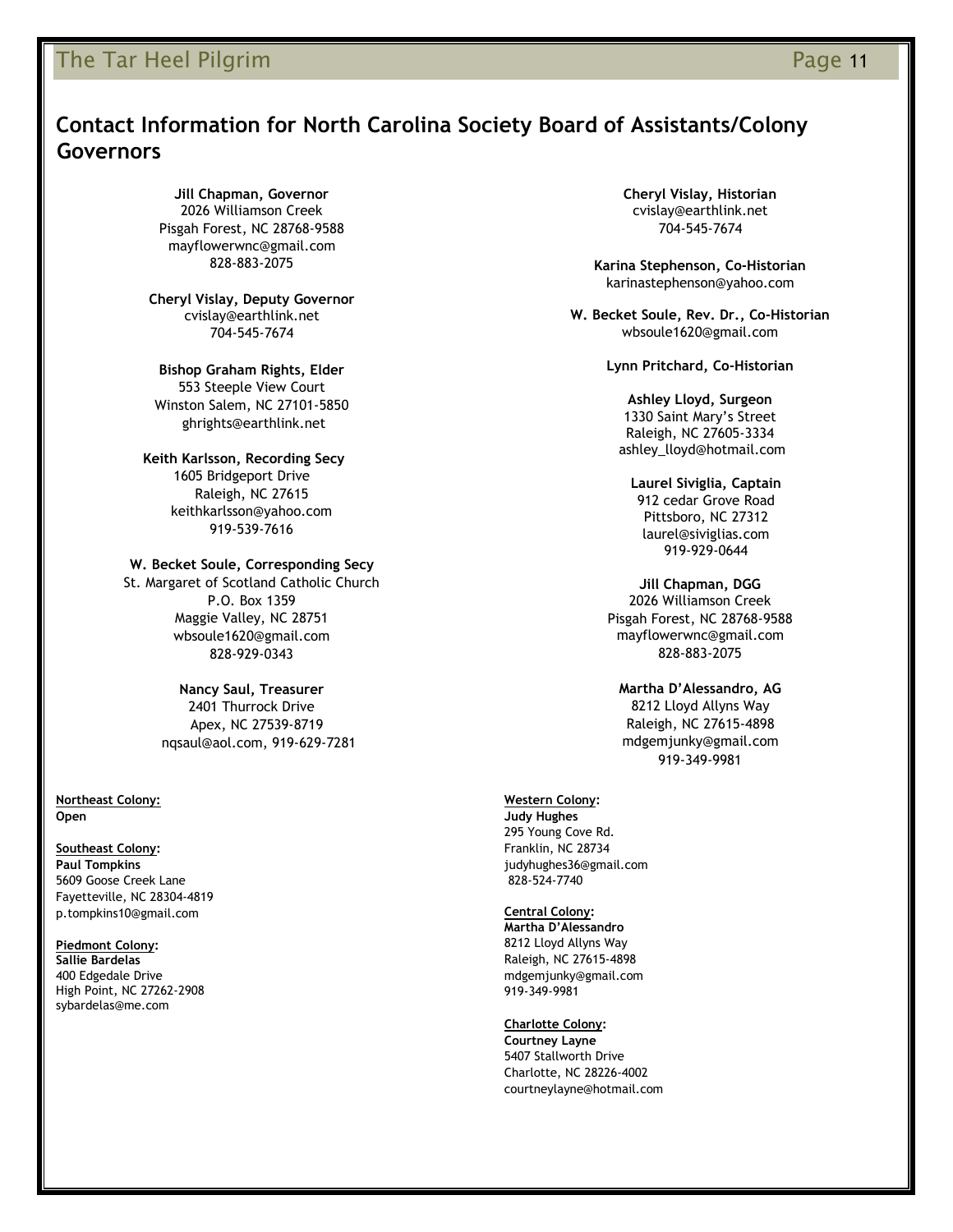## Contact Information for North Carolina Society Board of Assistants/Colony Governors

**Jill Chapman, Governor**
2026 Williamson Creek
Pisgah Forest, NC 28768-9588
mayflowerwnc@gmail.com
828-883-2075

**Cheryl Vislay, Deputy Governor**
cvislay@earthlink.net
704-545-7674

**Bishop Graham Rights, Elder**
553 Steeple View Court
Winston Salem, NC 27101-5850
ghrights@earthlink.net

**Keith Karlsson, Recording Secy**
1605 Bridgeport Drive
Raleigh, NC 27615
keithkarlsson@yahoo.com
919-539-7616

**W. Becket Soule, Corresponding Secy**
St. Margaret of Scotland Catholic Church
P.O. Box 1359
Maggie Valley, NC 28751
wbsoule1620@gmail.com
828-929-0343

**Nancy Saul, Treasurer**
2401 Thurrock Drive
Apex, NC 27539-8719
nqsaul@aol.com, 919-629-7281

**Cheryl Vislay, Historian**
cvislay@earthlink.net
704-545-7674

**Karina Stephenson, Co-Historian**
karinastephenson@yahoo.com

**W. Becket Soule, Rev. Dr., Co-Historian**
wbsoule1620@gmail.com

**Lynn Pritchard, Co-Historian**

**Ashley Lloyd, Surgeon**
1330 Saint Mary's Street
Raleigh, NC 27605-3334
ashley_lloyd@hotmail.com

**Laurel Siviglia, Captain**
912 cedar Grove Road
Pittsboro, NC 27312
laurel@siviglias.com
919-929-0644

**Jill Chapman, DGG**
2026 Williamson Creek
Pisgah Forest, NC 28768-9588
mayflowerwnc@gmail.com
828-883-2075

**Martha D'Alessandro, AG**
8212 Lloyd Allyns Way
Raleigh, NC 27615-4898
mdgemjunky@gmail.com
919-349-9981

**Northeast Colony:**
**Open**

**Southeast Colony:**
**Paul Tompkins**
5609 Goose Creek Lane
Fayetteville, NC 28304-4819
p.tompkins10@gmail.com

**Piedmont Colony:**
**Sallie Bardelas**
400 Edgedale Drive
High Point, NC 27262-2908
sybardelas@me.com

**Western Colony:**
**Judy Hughes**
295 Young Cove Rd.
Franklin, NC 28734
judyhughes36@gmail.com
828-524-7740

**Central Colony:**
**Martha D'Alessandro**
8212 Lloyd Allyns Way
Raleigh, NC 27615-4898
mdgemjunky@gmail.com
919-349-9981

**Charlotte Colony:**
**Courtney Layne**
5407 Stallworth Drive
Charlotte, NC 28226-4002
courtneylayne@hotmail.com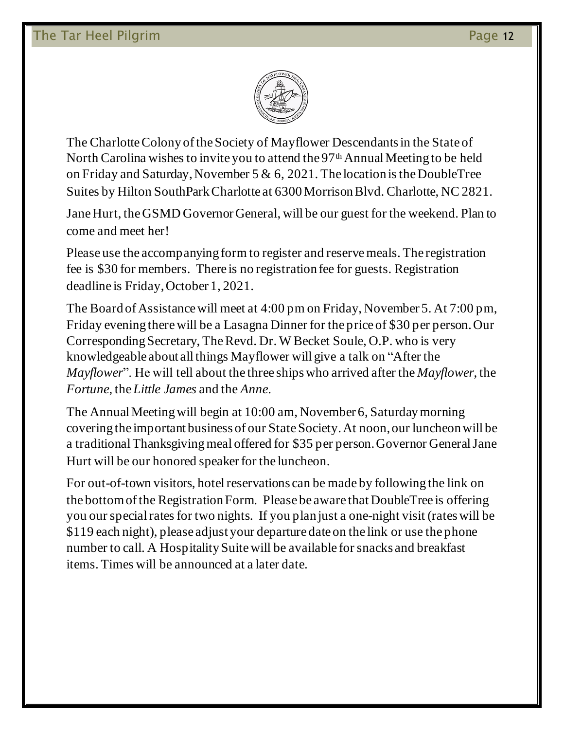The Charlotte Colony of the Society of Mayflower Descendants in the State of North Carolina wishes to invite you to attend the 97th Annual Meeting to be held on Friday and Saturday, November 5 & 6, 2021. The location is the DoubleTree Suites by Hilton SouthPark Charlotte at 6300 Morrison Blvd. Charlotte, NC 2821.

Jane Hurt, the GSMD Governor General, will be our guest for the weekend. Plan to come and meet her!

Please use the accompanying form to register and reserve meals. The registration fee is $30 for members. There is no registration fee for guests. Registration deadline is Friday, October 1, 2021.

The Board of Assistance will meet at 4:00 pm on Friday, November 5. At 7:00 pm, Friday evening there will be a Lasagna Dinner for the price of $30 per person. Our Corresponding Secretary, The Revd. Dr. W Becket Soule, O.P. who is very knowledgeable about all things Mayflower will give a talk on "After the *Mayflower*". He will tell about the three ships who arrived after the *Mayflower*, the *Fortune*, the *Little James* and the *Anne*.

The Annual Meeting will begin at 10:00 am, November 6, Saturday morning covering the important business of our State Society. At noon, our luncheon will be a traditional Thanksgiving meal offered for $35 per person. Governor General Jane Hurt will be our honored speaker for the luncheon.

For out-of-town visitors, hotel reservations can be made by following the link on the bottom of the Registration Form. Please be aware that DoubleTree is offering you our special rates for two nights. If you plan just a one-night visit (rates will be $119 each night), please adjust your departure date on the link or use the phone number to call. A Hospitality Suite will be available for snacks and breakfast items. Times will be announced at a later date.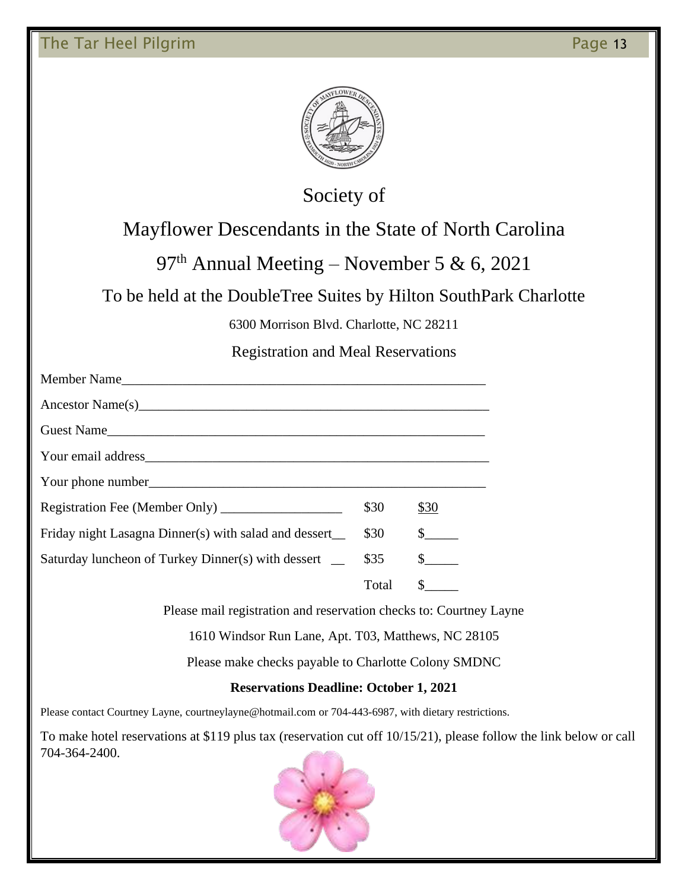# Society of

# Mayflower Descendants in the State of North Carolina

## 97th Annual Meeting – November 5 & 6, 2021

### To be held at the DoubleTree Suites by Hilton SouthPark Charlotte

6300 Morrison Blvd. Charlotte, NC 28211

### Registration and Meal Reservations

Member Name_______________________________________________________

Ancestor Name(s)____________________________________________________

Guest Name________________________________________________________

Your email address___________________________________________________

Your phone number__________________________________________________

| | | |
|---|---|---|
| Registration Fee (Member Only) __________________ | $30 | $30 |
| Friday night Lasagna Dinner(s) with salad and dessert__ | $30 | $_____ |
| Saturday luncheon of Turkey Dinner(s) with dessert __ | $35 | $_____ |
| | Total | $_____ |

Please mail registration and reservation checks to: Courtney Layne

1610 Windsor Run Lane, Apt. T03, Matthews, NC 28105

Please make checks payable to Charlotte Colony SMDNC

**Reservations Deadline: October 1, 2021**

Please contact Courtney Layne, courtneylayne@hotmail.com or 704-443-6987, with dietary restrictions.

To make hotel reservations at $119 plus tax (reservation cut off 10/15/21), please follow the link below or call 704-364-2400.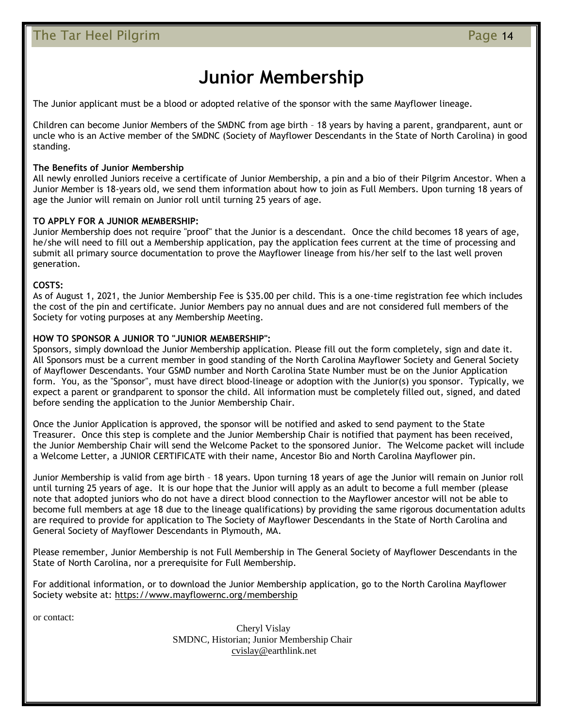# Junior Membership

The Junior applicant must be a blood or adopted relative of the sponsor with the same Mayflower lineage.

Children can become Junior Members of the SMDNC from age birth – 18 years by having a parent, grandparent, aunt or uncle who is an Active member of the SMDNC (Society of Mayflower Descendants in the State of North Carolina) in good standing.

**The Benefits of Junior Membership**

All newly enrolled Juniors receive a certificate of Junior Membership, a pin and a bio of their Pilgrim Ancestor. When a Junior Member is 18-years old, we send them information about how to join as Full Members. Upon turning 18 years of age the Junior will remain on Junior roll until turning 25 years of age.

**TO APPLY FOR A JUNIOR MEMBERSHIP:**

Junior Membership does not require "proof" that the Junior is a descendant. Once the child becomes 18 years of age, he/she will need to fill out a Membership application, pay the application fees current at the time of processing and submit all primary source documentation to prove the Mayflower lineage from his/her self to the last well proven generation.

**COSTS:**

As of August 1, 2021, the Junior Membership Fee is $35.00 per child. This is a one-time registration fee which includes the cost of the pin and certificate. Junior Members pay no annual dues and are not considered full members of the Society for voting purposes at any Membership Meeting.

**HOW TO SPONSOR A JUNIOR TO "JUNIOR MEMBERSHIP":**

Sponsors, simply download the Junior Membership application. Please fill out the form completely, sign and date it. All Sponsors must be a current member in good standing of the North Carolina Mayflower Society and General Society of Mayflower Descendants. Your GSMD number and North Carolina State Number must be on the Junior Application form. You, as the "Sponsor", must have direct blood-lineage or adoption with the Junior(s) you sponsor. Typically, we expect a parent or grandparent to sponsor the child. All information must be completely filled out, signed, and dated before sending the application to the Junior Membership Chair.

Once the Junior Application is approved, the sponsor will be notified and asked to send payment to the State Treasurer. Once this step is complete and the Junior Membership Chair is notified that payment has been received, the Junior Membership Chair will send the Welcome Packet to the sponsored Junior. The Welcome packet will include a Welcome Letter, a JUNIOR CERTIFICATE with their name, Ancestor Bio and North Carolina Mayflower pin.

Junior Membership is valid from age birth – 18 years. Upon turning 18 years of age the Junior will remain on Junior roll until turning 25 years of age. It is our hope that the Junior will apply as an adult to become a full member (please note that adopted juniors who do not have a direct blood connection to the Mayflower ancestor will not be able to become full members at age 18 due to the lineage qualifications) by providing the same rigorous documentation adults are required to provide for application to The Society of Mayflower Descendants in the State of North Carolina and General Society of Mayflower Descendants in Plymouth, MA.

Please remember, Junior Membership is not Full Membership in The General Society of Mayflower Descendants in the State of North Carolina, nor a prerequisite for Full Membership.

For additional information, or to download the Junior Membership application, go to the North Carolina Mayflower Society website at: https://www.mayflowernc.org/membership

or contact:

Cheryl Vislay
SMDNC, Historian; Junior Membership Chair
cvislay@earthlink.net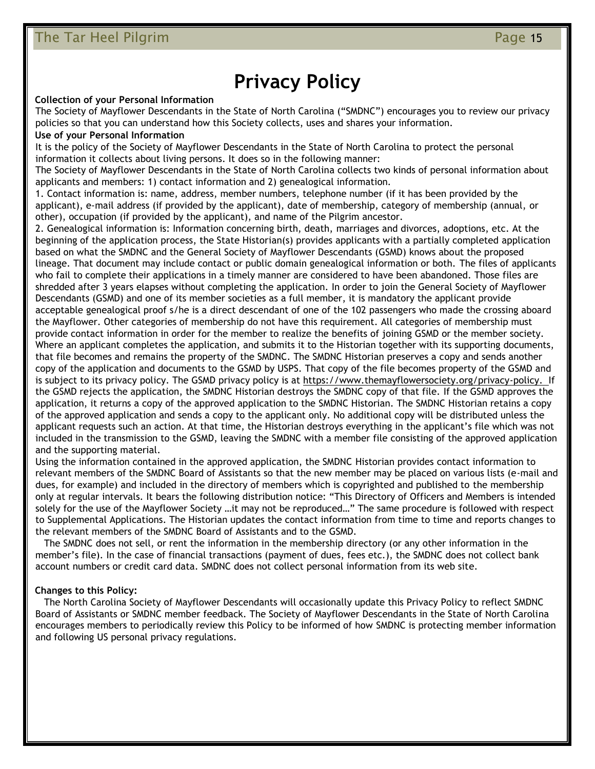# Privacy Policy

**Collection of your Personal Information**

The Society of Mayflower Descendants in the State of North Carolina ("SMDNC") encourages you to review our privacy policies so that you can understand how this Society collects, uses and shares your information.

**Use of your Personal Information**

It is the policy of the Society of Mayflower Descendants in the State of North Carolina to protect the personal information it collects about living persons. It does so in the following manner:

The Society of Mayflower Descendants in the State of North Carolina collects two kinds of personal information about applicants and members: 1) contact information and 2) genealogical information.

1. Contact information is: name, address, member numbers, telephone number (if it has been provided by the applicant), e-mail address (if provided by the applicant), date of membership, category of membership (annual, or other), occupation (if provided by the applicant), and name of the Pilgrim ancestor.

2. Genealogical information is: Information concerning birth, death, marriages and divorces, adoptions, etc. At the beginning of the application process, the State Historian(s) provides applicants with a partially completed application based on what the SMDNC and the General Society of Mayflower Descendants (GSMD) knows about the proposed lineage. That document may include contact or public domain genealogical information or both. The files of applicants who fail to complete their applications in a timely manner are considered to have been abandoned. Those files are shredded after 3 years elapses without completing the application. In order to join the General Society of Mayflower Descendants (GSMD) and one of its member societies as a full member, it is mandatory the applicant provide acceptable genealogical proof s/he is a direct descendant of one of the 102 passengers who made the crossing aboard the Mayflower. Other categories of membership do not have this requirement. All categories of membership must provide contact information in order for the member to realize the benefits of joining GSMD or the member society. Where an applicant completes the application, and submits it to the Historian together with its supporting documents, that file becomes and remains the property of the SMDNC. The SMDNC Historian preserves a copy and sends another copy of the application and documents to the GSMD by USPS. That copy of the file becomes property of the GSMD and is subject to its privacy policy. The GSMD privacy policy is at https://www.themayflowersociety.org/privacy-policy. If the GSMD rejects the application, the SMDNC Historian destroys the SMDNC copy of that file. If the GSMD approves the application, it returns a copy of the approved application to the SMDNC Historian. The SMDNC Historian retains a copy of the approved application and sends a copy to the applicant only. No additional copy will be distributed unless the applicant requests such an action. At that time, the Historian destroys everything in the applicant's file which was not included in the transmission to the GSMD, leaving the SMDNC with a member file consisting of the approved application and the supporting material.

Using the information contained in the approved application, the SMDNC Historian provides contact information to relevant members of the SMDNC Board of Assistants so that the new member may be placed on various lists (e-mail and dues, for example) and included in the directory of members which is copyrighted and published to the membership only at regular intervals. It bears the following distribution notice: "This Directory of Officers and Members is intended solely for the use of the Mayflower Society …it may not be reproduced…" The same procedure is followed with respect to Supplemental Applications. The Historian updates the contact information from time to time and reports changes to the relevant members of the SMDNC Board of Assistants and to the GSMD.

The SMDNC does not sell, or rent the information in the membership directory (or any other information in the member's file). In the case of financial transactions (payment of dues, fees etc.), the SMDNC does not collect bank account numbers or credit card data. SMDNC does not collect personal information from its web site.

**Changes to this Policy:**

The North Carolina Society of Mayflower Descendants will occasionally update this Privacy Policy to reflect SMDNC Board of Assistants or SMDNC member feedback. The Society of Mayflower Descendants in the State of North Carolina encourages members to periodically review this Policy to be informed of how SMDNC is protecting member information and following US personal privacy regulations.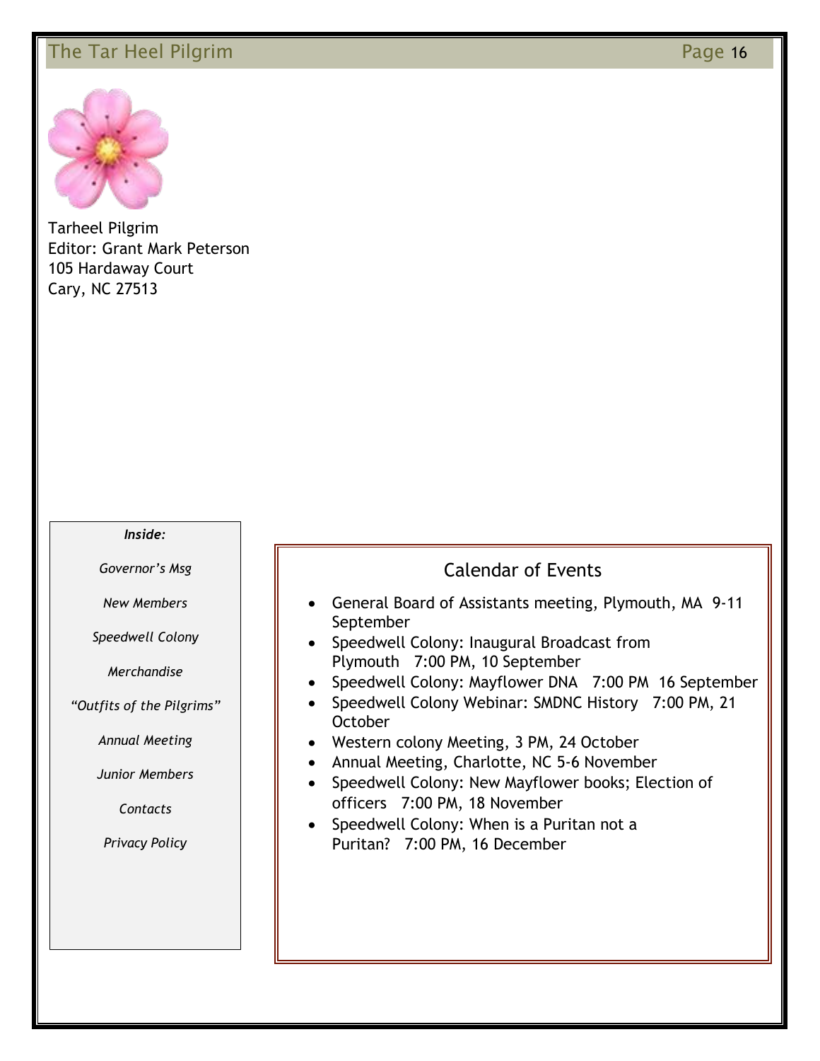Tarheel Pilgrim
Editor: Grant Mark Peterson
105 Hardaway Court
Cary, NC 27513

***Inside:***

*Governor's Msg*

*New Members*

*Speedwell Colony*

*Merchandise*

*"Outfits of the Pilgrims"*

*Annual Meeting*

*Junior Members*

*Contacts*

*Privacy Policy*

## Calendar of Events

- General Board of Assistants meeting, Plymouth, MA 9-11 September
- Speedwell Colony: Inaugural Broadcast from Plymouth 7:00 PM, 10 September
- Speedwell Colony: Mayflower DNA 7:00 PM 16 September
- Speedwell Colony Webinar: SMDNC History 7:00 PM, 21 October
- Western colony Meeting, 3 PM, 24 October
- Annual Meeting, Charlotte, NC 5-6 November
- Speedwell Colony: New Mayflower books; Election of officers 7:00 PM, 18 November
- Speedwell Colony: When is a Puritan not a Puritan? 7:00 PM, 16 December